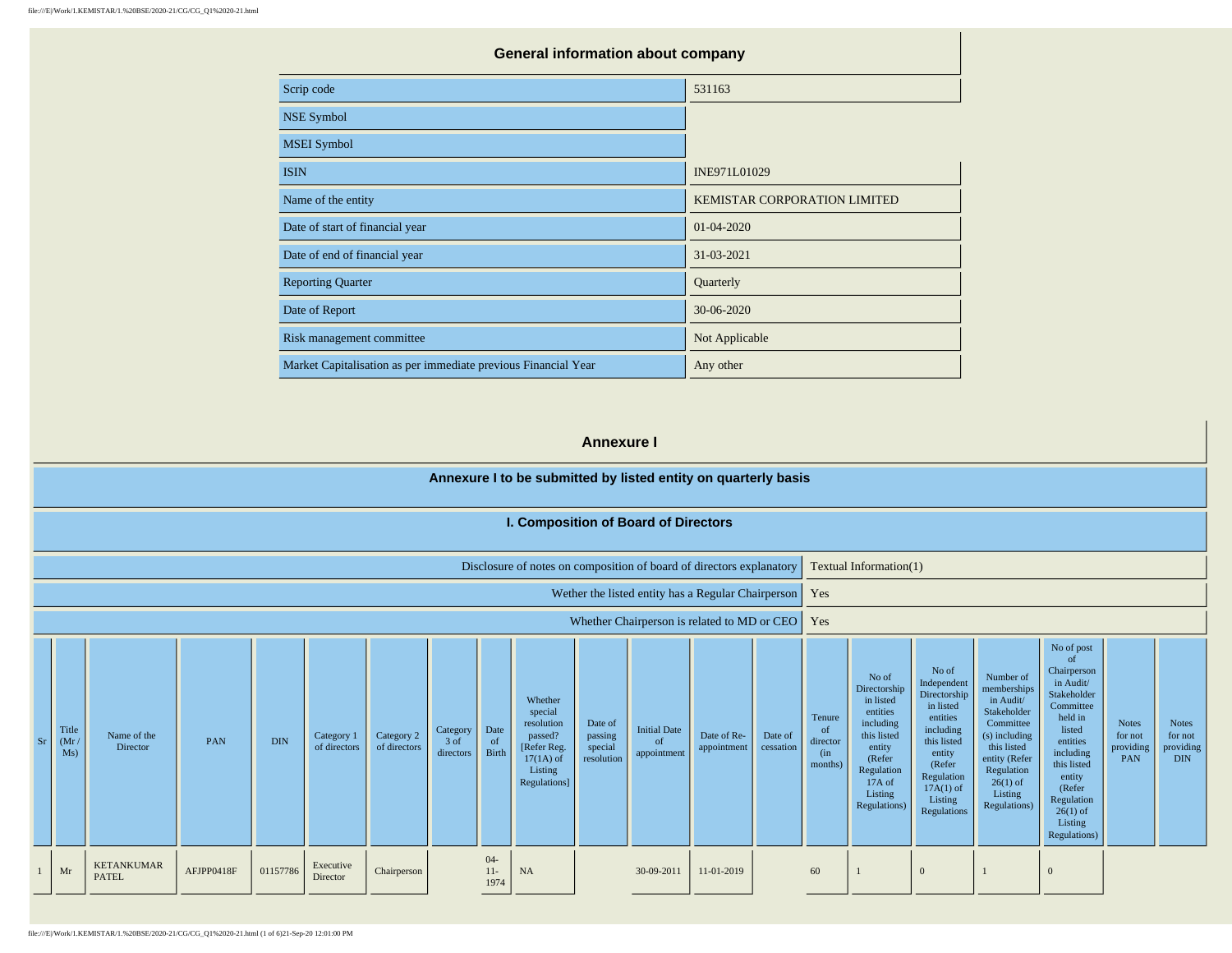## General information about company

| | |
|---|---|
| Scrip code | 531163 |
| NSE Symbol | |
| MSEI Symbol | |
| ISIN | INE971L01029 |
| Name of the entity | KEMISTAR CORPORATION LIMITED |
| Date of start of financial year | 01-04-2020 |
| Date of end of financial year | 31-03-2021 |
| Reporting Quarter | Quarterly |
| Date of Report | 30-06-2020 |
| Risk management committee | Not Applicable |
| Market Capitalisation as per immediate previous Financial Year | Any other |

## Annexure I

### Annexure I to be submitted by listed entity on quarterly basis

### I. Composition of Board of Directors

| | |
|---|---|
| Disclosure of notes on composition of board of directors explanatory | Textual Information(1) |
| Wether the listed entity has a Regular Chairperson | Yes |
| Whether Chairperson is related to MD or CEO | Yes |

| Sr | Title (Mr / Ms) | Name of the Director | PAN | DIN | Category 1 of directors | Category 2 of directors | Category 3 of directors | Date of Birth | Whether special resolution passed? [Refer Reg. 17(1A) of Listing Regulations] | Date of passing special resolution | Initial Date of appointment | Date of Re-appointment | Date of cessation | Tenure of director (in months) | No of Directorship in listed entities including this listed entity (Refer Regulation 17A of Listing Regulations) | No of Independent Directorship in listed entities including this listed entity (Refer Regulation 17A(1) of Listing Regulations | Number of memberships in Audit/ Stakeholder Committee (s) including this listed entity (Refer Regulation 26(1) of Listing Regulations) | No of post of Chairperson in Audit/ Stakeholder Committee held in listed entities including this listed entity (Refer Regulation 26(1) of Listing Regulations) | Notes for not providing PAN | Notes for not providing DIN |
|---|---|---|---|---|---|---|---|---|---|---|---|---|---|---|---|---|---|---|---|---|
| 1 | Mr | KETANKUMAR PATEL | AFJPP0418F | 01157786 | Executive Director | Chairperson | | 04-11-1974 | NA | | 30-09-2011 | 11-01-2019 | | 60 | 1 | 0 | 1 | 0 | | |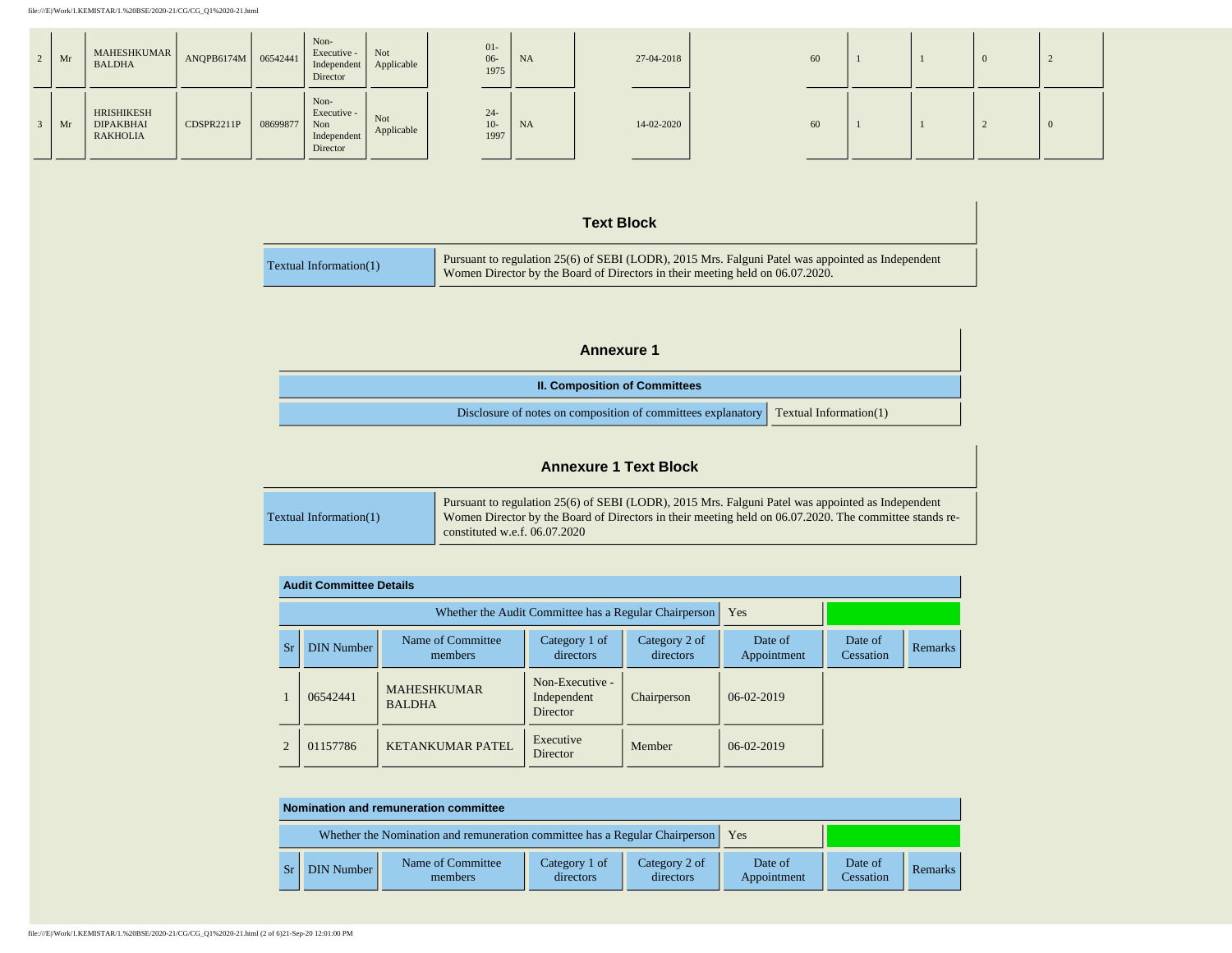| 2 | Mr | MAHESHKUMAR BALDHA | ANQPB6174M | 06542441 | Non-Executive - Independent Director | Not Applicable | 01-06-1975 | NA | 27-04-2018 | 60 | 1 | 1 | 0 | 2 |
|---|---|---|---|---|---|---|---|---|---|---|---|---|---|---|
| 3 | Mr | HRISHIKESH DIPAKBHAI RAKHOLIA | CDSPR2211P | 08699877 | Non-Executive - Non Independent Director | Not Applicable | 24-10-1997 | NA | 14-02-2020 | 60 | 1 | 1 | 2 | 0 |

## Text Block

| Textual Information(1) | Pursuant to regulation 25(6) of SEBI (LODR), 2015 Mrs. Falguni Patel was appointed as Independent Women Director by the Board of Directors in their meeting held on 06.07.2020. |
|---|---|

## Annexure 1

**II. Composition of Committees**

| Disclosure of notes on composition of committees explanatory | Textual Information(1) |
|---|---|

## Annexure 1 Text Block

| Textual Information(1) | Pursuant to regulation 25(6) of SEBI (LODR), 2015 Mrs. Falguni Patel was appointed as Independent Women Director by the Board of Directors in their meeting held on 06.07.2020. The committee stands re-constituted w.e.f. 06.07.2020 |
|---|---|

**Audit Committee Details**

Whether the Audit Committee has a Regular Chairperson: Yes

| Sr | DIN Number | Name of Committee members | Category 1 of directors | Category 2 of directors | Date of Appointment | Date of Cessation | Remarks |
|---|---|---|---|---|---|---|---|
| 1 | 06542441 | MAHESHKUMAR BALDHA | Non-Executive - Independent Director | Chairperson | 06-02-2019 | | |
| 2 | 01157786 | KETANKUMAR PATEL | Executive Director | Member | 06-02-2019 | | |

**Nomination and remuneration committee**

Whether the Nomination and remuneration committee has a Regular Chairperson: Yes

| Sr | DIN Number | Name of Committee members | Category 1 of directors | Category 2 of directors | Date of Appointment | Date of Cessation | Remarks |
|---|---|---|---|---|---|---|---|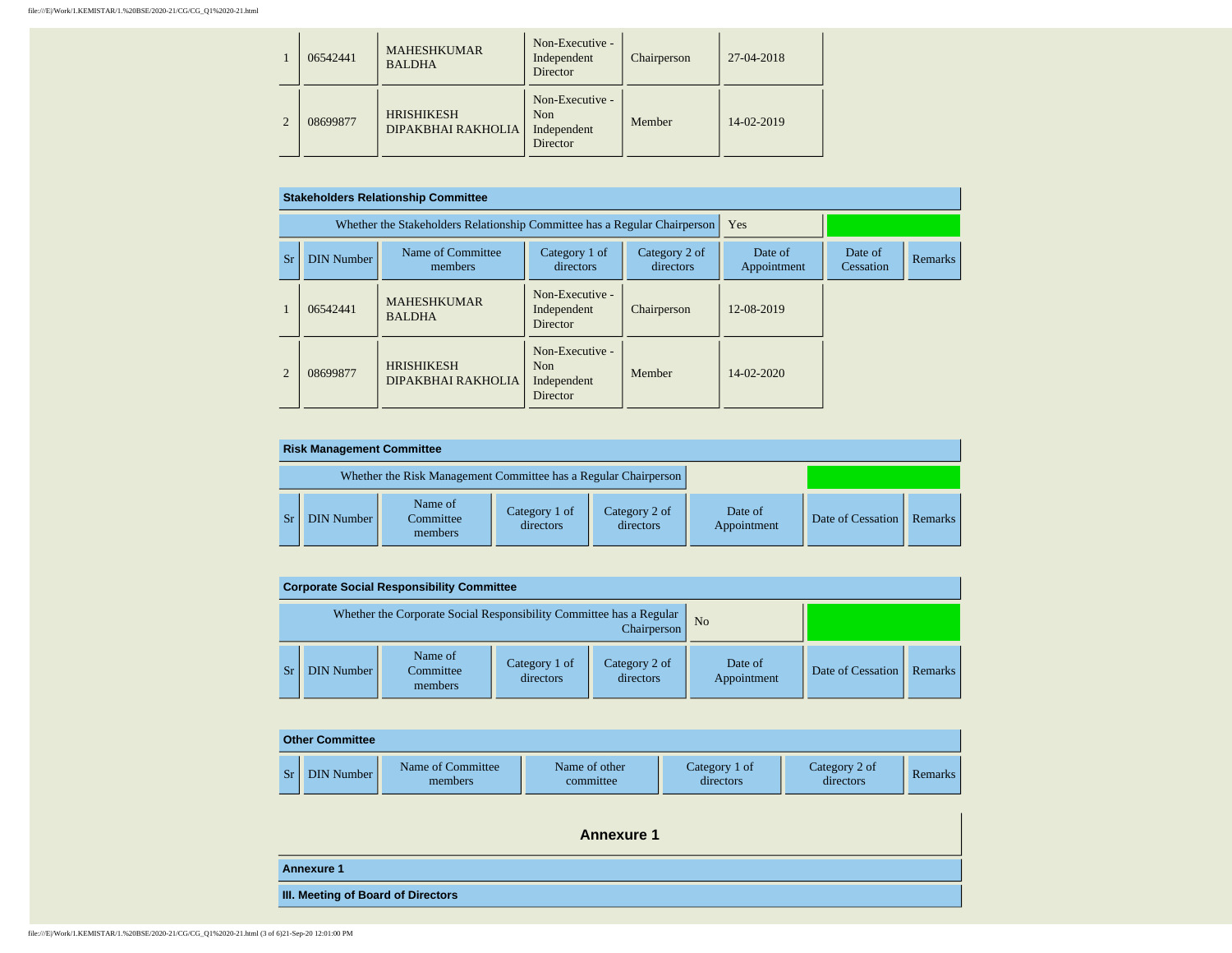| 1 | 06542441 | MAHESHKUMAR BALDHA | Non-Executive - Independent Director | Chairperson | 27-04-2018 |
|---|---|---|---|---|---|
| 2 | 08699877 | HRISHIKESH DIPAKBHAI RAKHOLIA | Non-Executive - Non Independent Director | Member | 14-02-2019 |

**Stakeholders Relationship Committee**

| Whether the Stakeholders Relationship Committee has a Regular Chairperson | Yes |
|---|---|

| Sr | DIN Number | Name of Committee members | Category 1 of directors | Category 2 of directors | Date of Appointment | Date of Cessation | Remarks |
|---|---|---|---|---|---|---|---|
| 1 | 06542441 | MAHESHKUMAR BALDHA | Non-Executive - Independent Director | Chairperson | 12-08-2019 | | |
| 2 | 08699877 | HRISHIKESH DIPAKBHAI RAKHOLIA | Non-Executive - Non Independent Director | Member | 14-02-2020 | | |

**Risk Management Committee**

| Whether the Risk Management Committee has a Regular Chairperson | |
|---|---|

| Sr | DIN Number | Name of Committee members | Category 1 of directors | Category 2 of directors | Date of Appointment | Date of Cessation | Remarks |
|---|---|---|---|---|---|---|---|

**Corporate Social Responsibility Committee**

| Whether the Corporate Social Responsibility Committee has a Regular Chairperson | No |
|---|---|

| Sr | DIN Number | Name of Committee members | Category 1 of directors | Category 2 of directors | Date of Appointment | Date of Cessation | Remarks |
|---|---|---|---|---|---|---|---|

**Other Committee**

| Sr | DIN Number | Name of Committee members | Name of other committee | Category 1 of directors | Category 2 of directors | Remarks |
|---|---|---|---|---|---|---|

## Annexure 1

**Annexure 1**

**III. Meeting of Board of Directors**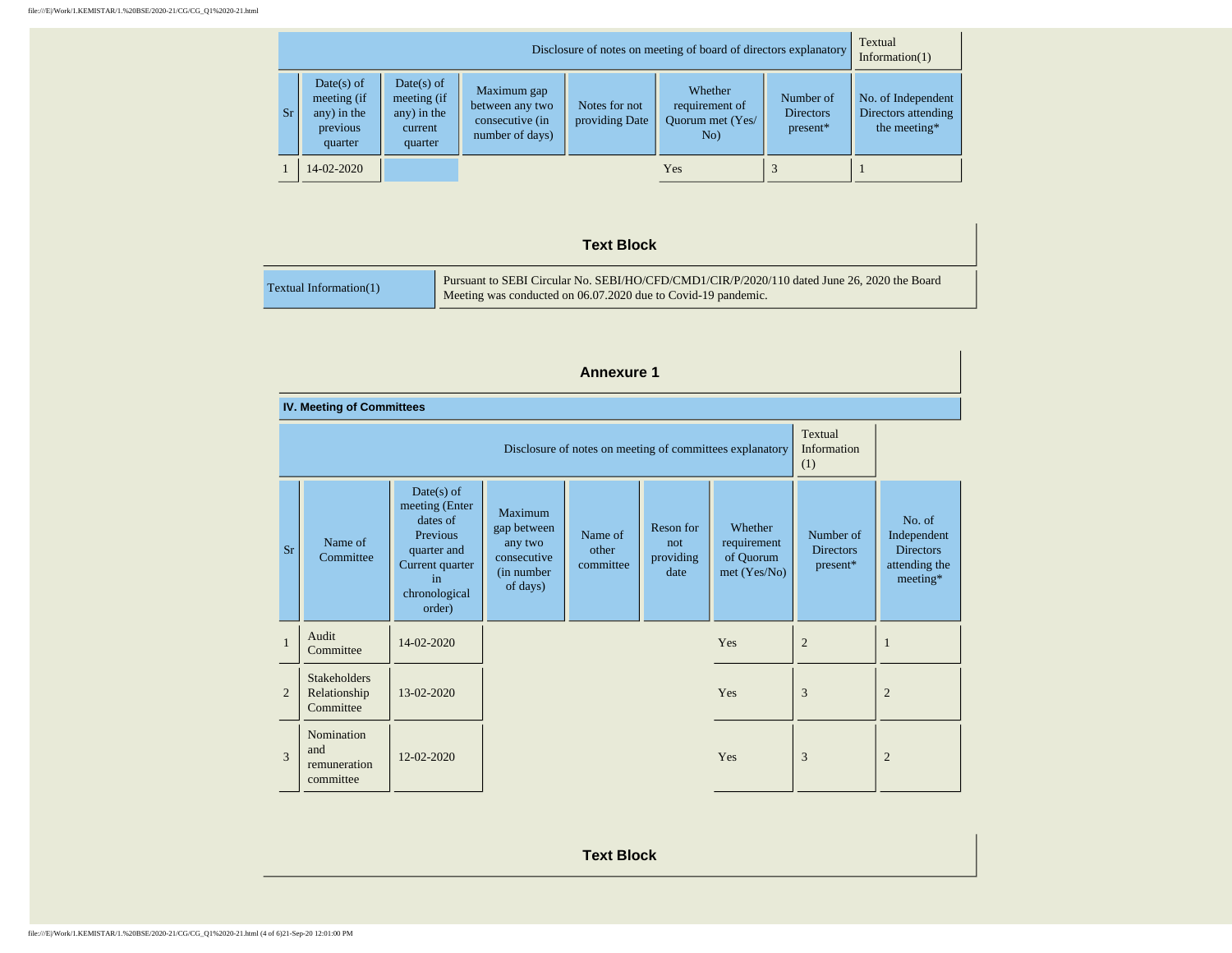| Disclosure of notes on meeting of board of directors explanatory | | | | | | | Textual Information(1) |
|---|---|---|---|---|---|---|---|
| Sr | Date(s) of meeting (if any) in the previous quarter | Date(s) of meeting (if any) in the current quarter | Maximum gap between any two consecutive (in number of days) | Notes for not providing Date | Whether requirement of Quorum met (Yes/ No) | Number of Directors present* | No. of Independent Directors attending the meeting* |
| 1 | 14-02-2020 | | | | Yes | 3 | 1 |

## Text Block

| Textual Information(1) | Pursuant to SEBI Circular No. SEBI/HO/CFD/CMD1/CIR/P/2020/110 dated June 26, 2020 the Board Meeting was conducted on 06.07.2020 due to Covid-19 pandemic. |
|---|---|

## Annexure 1

**IV. Meeting of Committees**

| Disclosure of notes on meeting of committees explanatory | | | | | | | Textual Information (1) | |
|---|---|---|---|---|---|---|---|---|
| Sr | Name of Committee | Date(s) of meeting (Enter dates of Previous quarter and Current quarter in chronological order) | Maximum gap between any two consecutive (in number of days) | Name of other committee | Reson for not providing date | Whether requirement of Quorum met (Yes/No) | Number of Directors present* | No. of Independent Directors attending the meeting* |
| 1 | Audit Committee | 14-02-2020 | | | | Yes | 2 | 1 |
| 2 | Stakeholders Relationship Committee | 13-02-2020 | | | | Yes | 3 | 2 |
| 3 | Nomination and remuneration committee | 12-02-2020 | | | | Yes | 3 | 2 |

## Text Block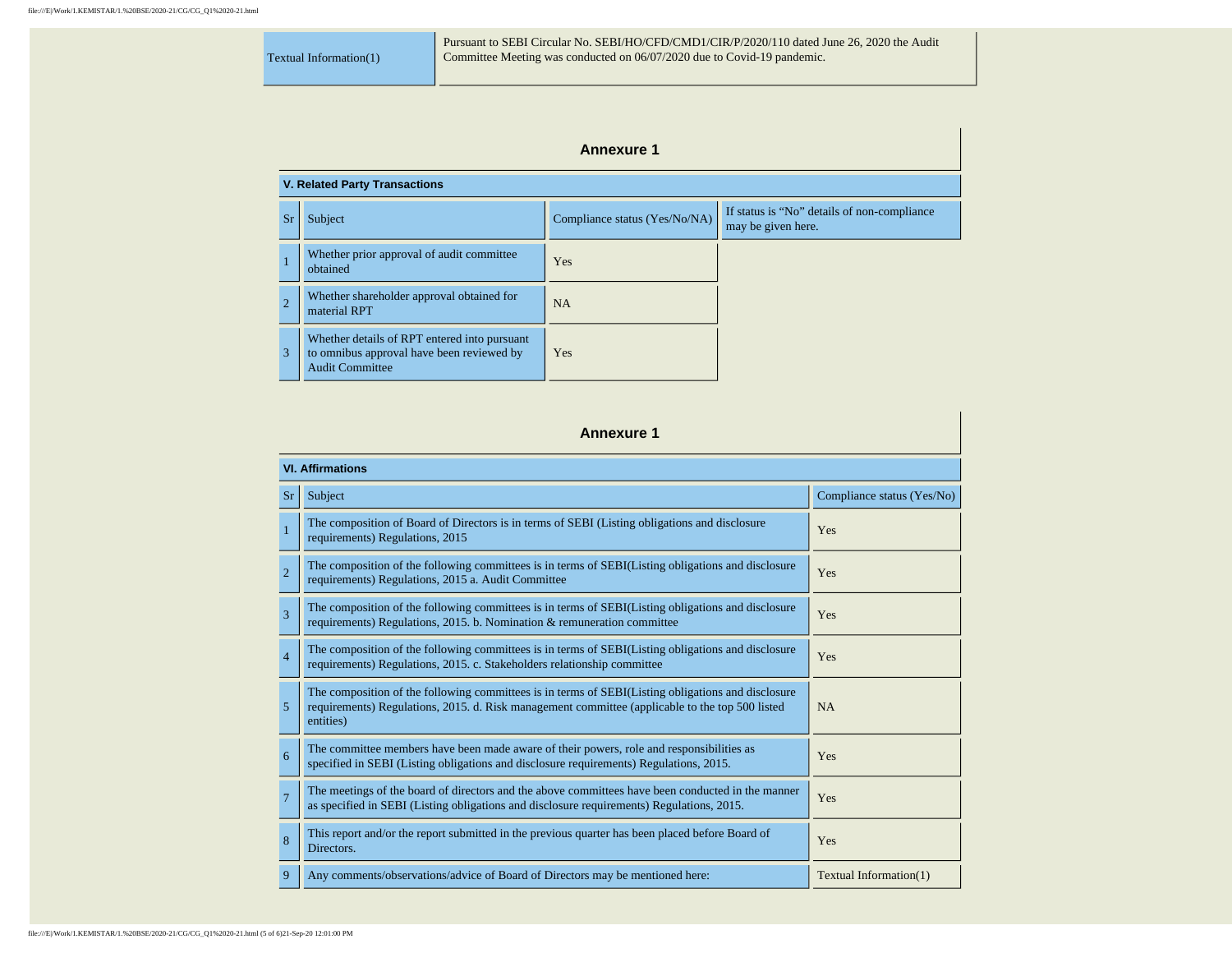| Textual Information(1) | Pursuant to SEBI Circular No. SEBI/HO/CFD/CMD1/CIR/P/2020/110 dated June 26, 2020 the Audit Committee Meeting was conducted on 06/07/2020 due to Covid-19 pandemic. |
|---|---|

## Annexure 1

### V. Related Party Transactions

| Sr | Subject | Compliance status (Yes/No/NA) | If status is "No" details of non-compliance may be given here. |
|---|---|---|---|
| 1 | Whether prior approval of audit committee obtained | Yes | |
| 2 | Whether shareholder approval obtained for material RPT | NA | |
| 3 | Whether details of RPT entered into pursuant to omnibus approval have been reviewed by Audit Committee | Yes | |

## Annexure 1

### VI. Affirmations

| Sr | Subject | Compliance status (Yes/No) |
|---|---|---|
| 1 | The composition of Board of Directors is in terms of SEBI (Listing obligations and disclosure requirements) Regulations, 2015 | Yes |
| 2 | The composition of the following committees is in terms of SEBI(Listing obligations and disclosure requirements) Regulations, 2015 a. Audit Committee | Yes |
| 3 | The composition of the following committees is in terms of SEBI(Listing obligations and disclosure requirements) Regulations, 2015. b. Nomination & remuneration committee | Yes |
| 4 | The composition of the following committees is in terms of SEBI(Listing obligations and disclosure requirements) Regulations, 2015. c. Stakeholders relationship committee | Yes |
| 5 | The composition of the following committees is in terms of SEBI(Listing obligations and disclosure requirements) Regulations, 2015. d. Risk management committee (applicable to the top 500 listed entities) | NA |
| 6 | The committee members have been made aware of their powers, role and responsibilities as specified in SEBI (Listing obligations and disclosure requirements) Regulations, 2015. | Yes |
| 7 | The meetings of the board of directors and the above committees have been conducted in the manner as specified in SEBI (Listing obligations and disclosure requirements) Regulations, 2015. | Yes |
| 8 | This report and/or the report submitted in the previous quarter has been placed before Board of Directors. | Yes |
| 9 | Any comments/observations/advice of Board of Directors may be mentioned here: | Textual Information(1) |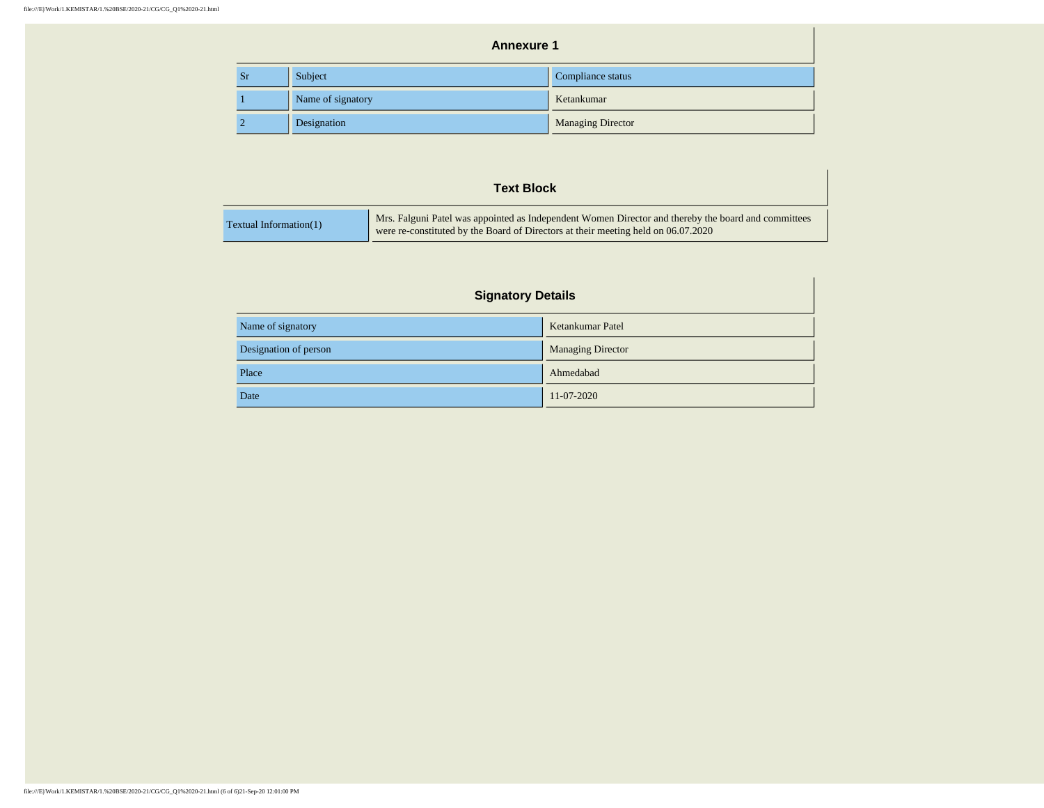## Annexure 1

| Sr | Subject | Compliance status |
| --- | --- | --- |
| 1 | Name of signatory | Ketankumar |
| 2 | Designation | Managing Director |

## Text Block

| | |
| --- | --- |
| Textual Information(1) | Mrs. Falguni Patel was appointed as Independent Women Director and thereby the board and committees were re-constituted by the Board of Directors at their meeting held on 06.07.2020 |

## Signatory Details

| | |
| --- | --- |
| Name of signatory | Ketankumar Patel |
| Designation of person | Managing Director |
| Place | Ahmedabad |
| Date | 11-07-2020 |